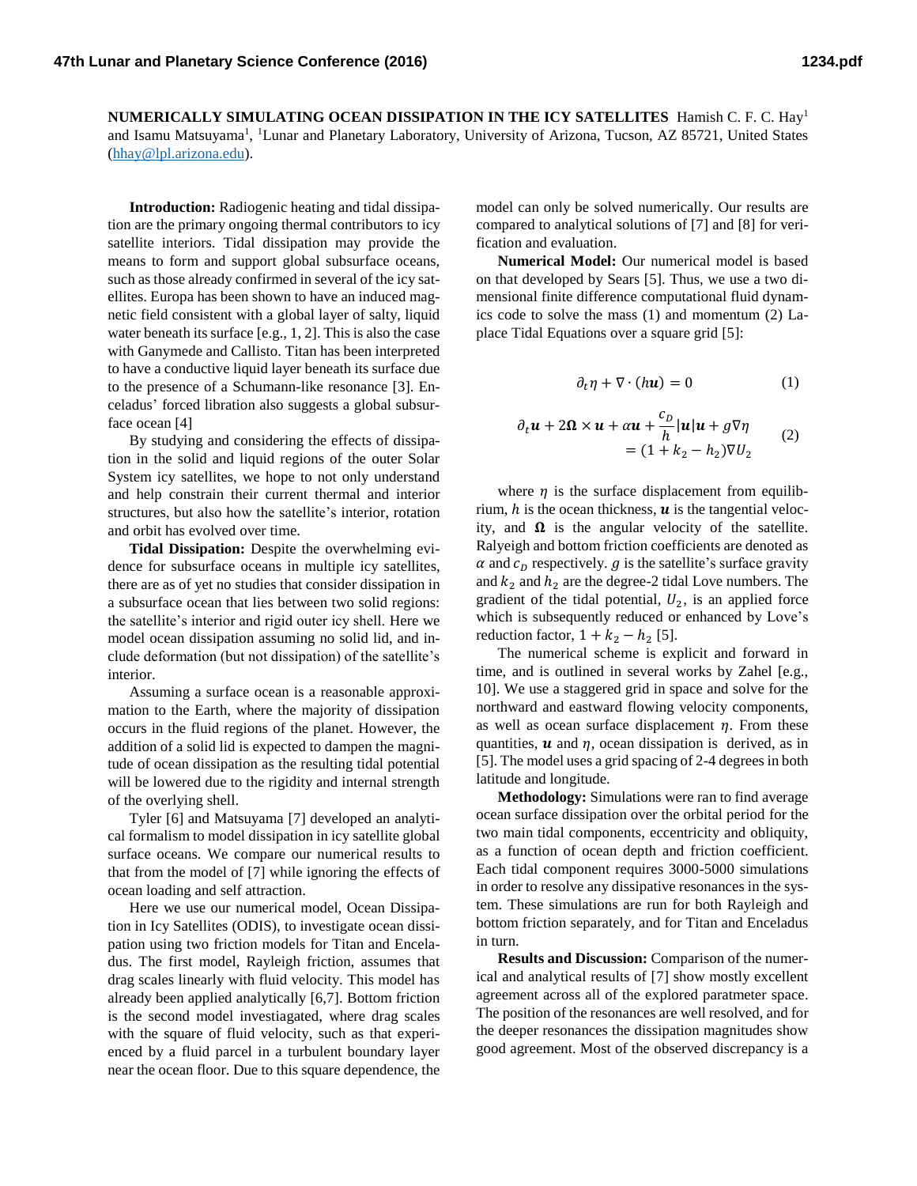# NUMERICALLY SIMULATING OCEAN DISSIPATION IN THE ICY SATELLITES

Hamish C. F. C. Hay[1] and Isamu Matsuyama[1], [1]Lunar and Planetary Laboratory, University of Arizona, Tucson, AZ 85721, United States (hhay@lpl.arizona.edu).

**Introduction:** Radiogenic heating and tidal dissipation are the primary ongoing thermal contributors to icy satellite interiors. Tidal dissipation may provide the means to form and support global subsurface oceans, such as those already confirmed in several of the icy satellites. Europa has been shown to have an induced magnetic field consistent with a global layer of salty, liquid water beneath its surface [e.g., 1, 2]. This is also the case with Ganymede and Callisto. Titan has been interpreted to have a conductive liquid layer beneath its surface due to the presence of a Schumann-like resonance [3]. Enceladus' forced libration also suggests a global subsurface ocean [4]

By studying and considering the effects of dissipation in the solid and liquid regions of the outer Solar System icy satellites, we hope to not only understand and help constrain their current thermal and interior structures, but also how the satellite's interior, rotation and orbit has evolved over time.

**Tidal Dissipation:** Despite the overwhelming evidence for subsurface oceans in multiple icy satellites, there are as of yet no studies that consider dissipation in a subsurface ocean that lies between two solid regions: the satellite's interior and rigid outer icy shell. Here we model ocean dissipation assuming no solid lid, and include deformation (but not dissipation) of the satellite's interior.

Assuming a surface ocean is a reasonable approximation to the Earth, where the majority of dissipation occurs in the fluid regions of the planet. However, the addition of a solid lid is expected to dampen the magnitude of ocean dissipation as the resulting tidal potential will be lowered due to the rigidity and internal strength of the overlying shell.

Tyler [6] and Matsuyama [7] developed an analytical formalism to model dissipation in icy satellite global surface oceans. We compare our numerical results to that from the model of [7] while ignoring the effects of ocean loading and self attraction.

Here we use our numerical model, Ocean Dissipation in Icy Satellites (ODIS), to investigate ocean dissipation using two friction models for Titan and Enceladus. The first model, Rayleigh friction, assumes that drag scales linearly with fluid velocity. This model has already been applied analytically [6,7]. Bottom friction is the second model investiagated, where drag scales with the square of fluid velocity, such as that experienced by a fluid parcel in a turbulent boundary layer near the ocean floor. Due to this square dependence, the model can only be solved numerically. Our results are compared to analytical solutions of [7] and [8] for verification and evaluation.

**Numerical Model:** Our numerical model is based on that developed by Sears [5]. Thus, we use a two dimensional finite difference computational fluid dynamics code to solve the mass (1) and momentum (2) Laplace Tidal Equations over a square grid [5]:

$$\partial_t \eta + \nabla \cdot (h\boldsymbol{u}) = 0 \qquad (1)$$

$$\partial_t \boldsymbol{u} + 2\boldsymbol{\Omega} \times \boldsymbol{u} + \alpha \boldsymbol{u} + \frac{c_D}{h}|\boldsymbol{u}|\boldsymbol{u} + g\nabla\eta = (1 + k_2 - h_2)\nabla U_2 \qquad (2)$$

where $\eta$ is the surface displacement from equilibrium, $h$ is the ocean thickness, $\boldsymbol{u}$ is the tangential velocity, and $\boldsymbol{\Omega}$ is the angular velocity of the satellite. Ralyeigh and bottom friction coefficients are denoted as $\alpha$ and $c_D$ respectively. $g$ is the satellite's surface gravity and $k_2$ and $h_2$ are the degree-2 tidal Love numbers. The gradient of the tidal potential, $U_2$, is an applied force which is subsequently reduced or enhanced by Love's reduction factor, $1 + k_2 - h_2$ [5].

The numerical scheme is explicit and forward in time, and is outlined in several works by Zahel [e.g., 10]. We use a staggered grid in space and solve for the northward and eastward flowing velocity components, as well as ocean surface displacement $\eta$. From these quantities, $\boldsymbol{u}$ and $\eta$, ocean dissipation is derived, as in [5]. The model uses a grid spacing of 2-4 degrees in both latitude and longitude.

**Methodology:** Simulations were ran to find average ocean surface dissipation over the orbital period for the two main tidal components, eccentricity and obliquity, as a function of ocean depth and friction coefficient. Each tidal component requires 3000-5000 simulations in order to resolve any dissipative resonances in the system. These simulations are run for both Rayleigh and bottom friction separately, and for Titan and Enceladus in turn.

**Results and Discussion:** Comparison of the numerical and analytical results of [7] show mostly excellent agreement across all of the explored paratmeter space. The position of the resonances are well resolved, and for the deeper resonances the dissipation magnitudes show good agreement. Most of the observed discrepancy is a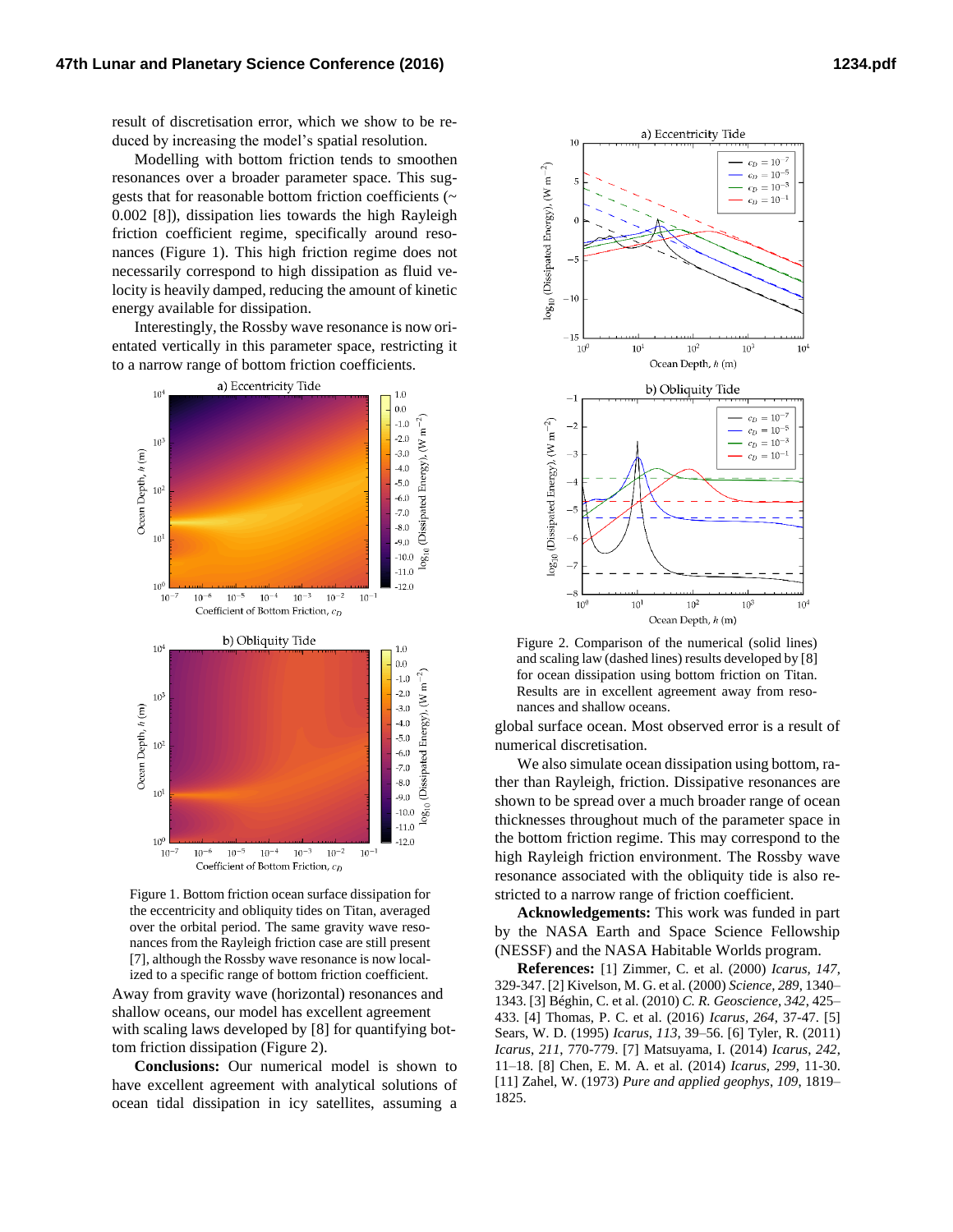result of discretisation error, which we show to be reduced by increasing the model's spatial resolution.

Modelling with bottom friction tends to smoothen resonances over a broader parameter space. This suggests that for reasonable bottom friction coefficients (~ 0.002 [8]), dissipation lies towards the high Rayleigh friction coefficient regime, specifically around resonances (Figure 1). This high friction regime does not necessarily correspond to high dissipation as fluid velocity is heavily damped, reducing the amount of kinetic energy available for dissipation.

Interestingly, the Rossby wave resonance is now orientated vertically in this parameter space, restricting it to a narrow range of bottom friction coefficients.

a) Eccentricity Tide

Ocean Depth, $h$ (m)

Coefficient of Bottom Friction, $c_D$

$\log_{10}$ (Dissipated Energy), (W m$^{-2}$)

b) Obliquity Tide

Ocean Depth, $h$ (m)

Coefficient of Bottom Friction, $c_D$

$\log_{10}$ (Dissipated Energy), (W m$^{-2}$)

Figure 1. Bottom friction ocean surface dissipation for the eccentricity and obliquity tides on Titan, averaged over the orbital period. The same gravity wave resonances from the Rayleigh friction case are still present [7], although the Rossby wave resonance is now localized to a specific range of bottom friction coefficient.

Away from gravity wave (horizontal) resonances and shallow oceans, our model has excellent agreement with scaling laws developed by [8] for quantifying bottom friction dissipation (Figure 2).

**Conclusions:** Our numerical model is shown to have excellent agreement with analytical solutions of ocean tidal dissipation in icy satellites, assuming a global surface ocean. Most observed error is a result of numerical discretisation.

a) Eccentricity Tide

$\log_{10}$ (Dissipated Energy), (W m$^{-2}$)

Ocean Depth, $h$ (m)

$c_D = 10^{-7}$
$c_D = 10^{-5}$
$c_D = 10^{-3}$
$c_D = 10^{-1}$

b) Obliquity Tide

$\log_{10}$ (Dissipated Energy), (W m$^{-2}$)

Ocean Depth, $h$ (m)

$c_D = 10^{-7}$
$c_D = 10^{-5}$
$c_D = 10^{-3}$
$c_D = 10^{-1}$

Figure 2. Comparison of the numerical (solid lines) and scaling law (dashed lines) results developed by [8] for ocean dissipation using bottom friction on Titan. Results are in excellent agreement away from resonances and shallow oceans.

We also simulate ocean dissipation using bottom, rather than Rayleigh, friction. Dissipative resonances are shown to be spread over a much broader range of ocean thicknesses throughout much of the parameter space in the bottom friction regime. This may correspond to the high Rayleigh friction environment. The Rossby wave resonance associated with the obliquity tide is also restricted to a narrow range of friction coefficient.

**Acknowledgements:** This work was funded in part by the NASA Earth and Space Science Fellowship (NESSF) and the NASA Habitable Worlds program.

**References:** [1] Zimmer, C. et al. (2000) *Icarus, 147*, 329-347. [2] Kivelson, M. G. et al. (2000) *Science, 289*, 1340–1343. [3] Béghin, C. et al. (2010) *C. R. Geoscience, 342*, 425–433. [4] Thomas, P. C. et al. (2016) *Icarus, 264*, 37-47. [5] Sears, W. D. (1995) *Icarus, 113*, 39–56. [6] Tyler, R. (2011) *Icarus, 211*, 770-779. [7] Matsuyama, I. (2014) *Icarus, 242*, 11–18. [8] Chen, E. M. A. et al. (2014) *Icarus, 299*, 11-30. [11] Zahel, W. (1973) *Pure and applied geophys, 109*, 1819–1825.